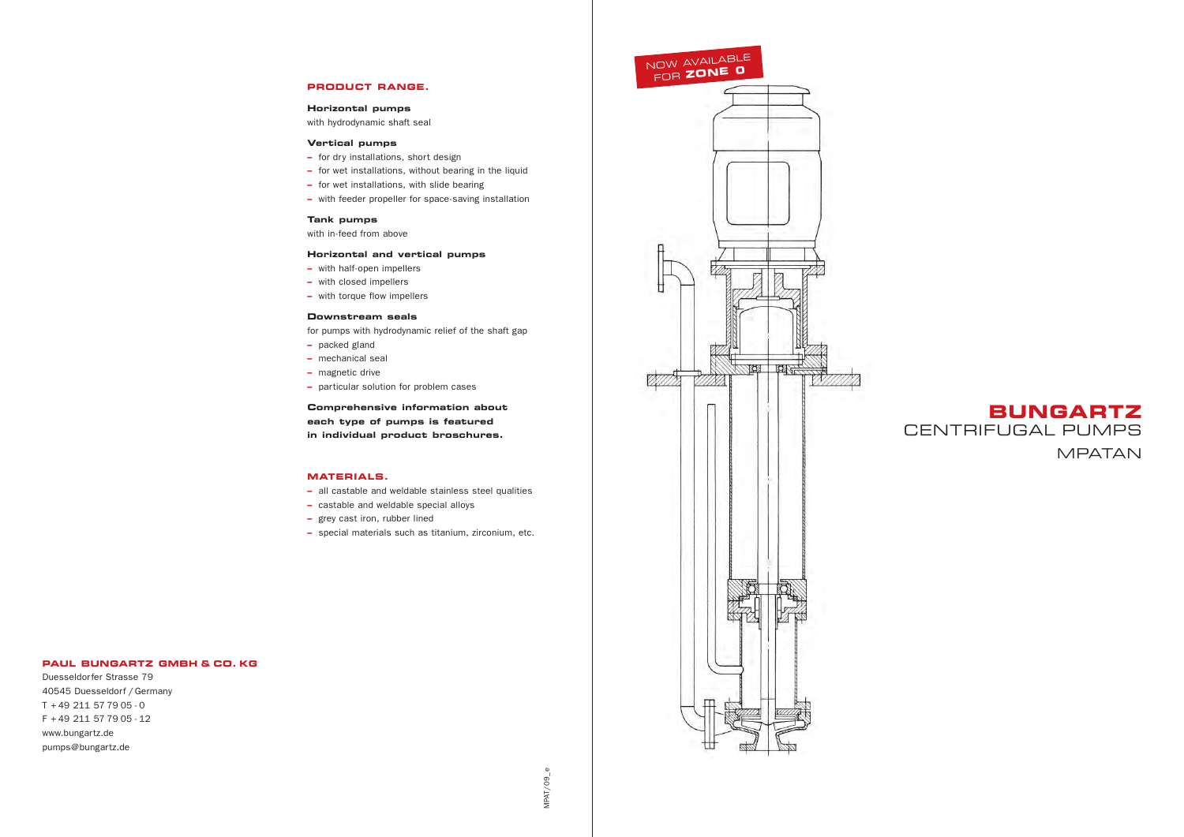## PRODUCT RANGE.

**Horizontal pumps**
with hydrodynamic shaft seal

**Vertical pumps**
- for dry installations, short design
- for wet installations, without bearing in the liquid
- for wet installations, with slide bearing
- with feeder propeller for space-saving installation

**Tank pumps**
with in-feed from above

**Horizontal and vertical pumps**
- with half-open impellers
- with closed impellers
- with torque flow impellers

**Downstream seals**
for pumps with hydrodynamic relief of the shaft gap
- packed gland
- mechanical seal
- magnetic drive
- particular solution for problem cases

**Comprehensive information about each type of pumps is featured in individual product broschures.**

## MATERIALS.

- all castable and weldable stainless steel qualities
- castable and weldable special alloys
- grey cast iron, rubber lined
- special materials such as titanium, zirconium, etc.

**PAUL BUNGARTZ GMBH & CO. KG**
Duesseldorfer Strasse 79
40545 Duesseldorf / Germany
T + 49 211 57 79 05 - 0
F + 49 211 57 79 05 - 12
www.bungartz.de
pumps@bungartz.de

MPAT/09_e

NOW AVAILABLE FOR **ZONE 0**

# BUNGARTZ
## CENTRIFUGAL PUMPS
MPATAN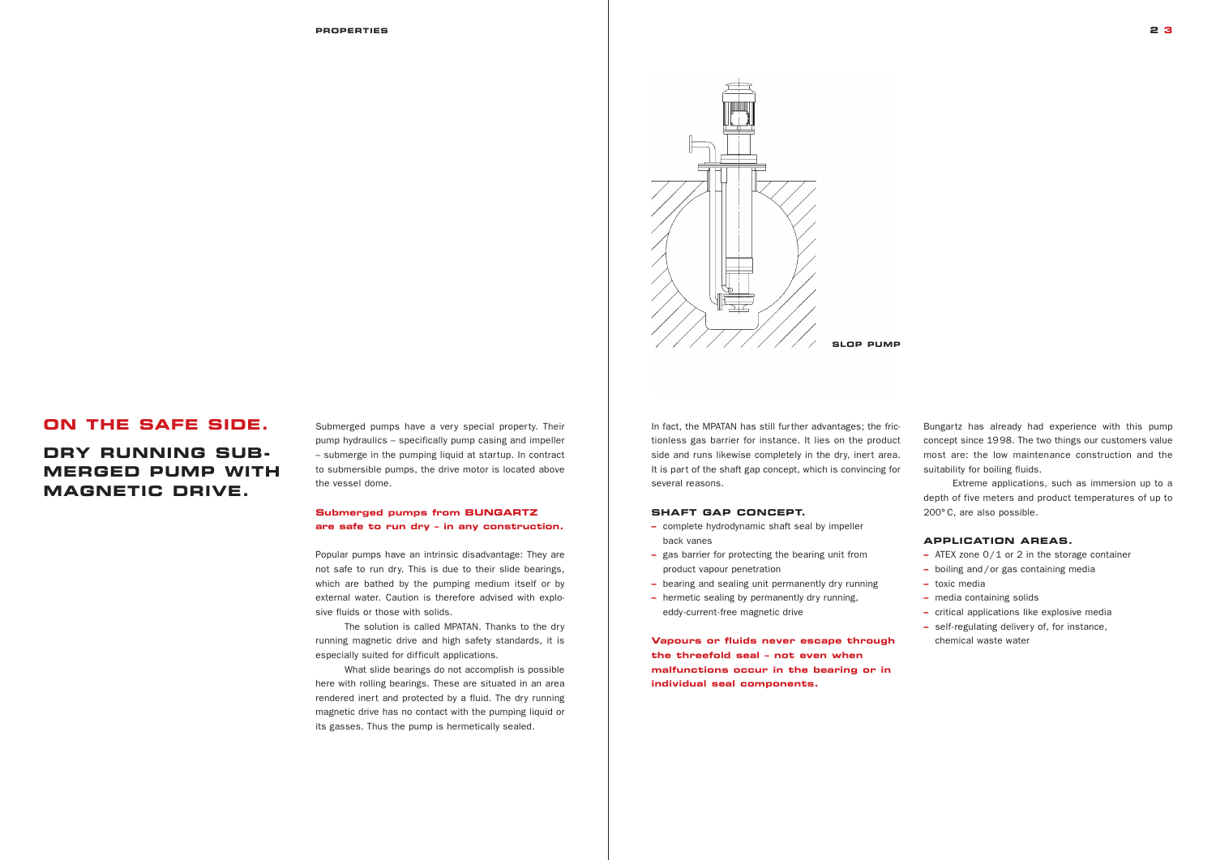SLOP PUMP

# ON THE SAFE SIDE.

## DRY RUNNING SUBMERGED PUMP WITH MAGNETIC DRIVE.

Submerged pumps have a very special property. Their pump hydraulics – specifically pump casing and impeller – submerge in the pumping liquid at startup. In contract to submersible pumps, the drive motor is located above the vessel dome.

**Submerged pumps from BUNGARTZ are safe to run dry – in any construction.**

Popular pumps have an intrinsic disadvantage: They are not safe to run dry. This is due to their slide bearings, which are bathed by the pumping medium itself or by external water. Caution is therefore advised with explosive fluids or those with solids.

The solution is called MPATAN. Thanks to the dry running magnetic drive and high safety standards, it is especially suited for difficult applications.

What slide bearings do not accomplish is possible here with rolling bearings. These are situated in an area rendered inert and protected by a fluid. The dry running magnetic drive has no contact with the pumping liquid or its gasses. Thus the pump is hermetically sealed.

In fact, the MPATAN has still further advantages; the frictionless gas barrier for instance. It lies on the product side and runs likewise completely in the dry, inert area. It is part of the shaft gap concept, which is convincing for several reasons.

### SHAFT GAP CONCEPT.

- complete hydrodynamic shaft seal by impeller back vanes
- gas barrier for protecting the bearing unit from product vapour penetration
- bearing and sealing unit permanently dry running
- hermetic sealing by permanently dry running, eddy-current-free magnetic drive

**Vapours or fluids never escape through the threefold seal – not even when malfunctions occur in the bearing or in individual seal components.**

Bungartz has already had experience with this pump concept since 1998. The two things our customers value most are: the low maintenance construction and the suitability for boiling fluids.

Extreme applications, such as immersion up to a depth of five meters and product temperatures of up to 200° C, are also possible.

### APPLICATION AREAS.

- ATEX zone 0 / 1 or 2 in the storage container
- boiling and / or gas containing media
- toxic media
- media containing solids
- critical applications like explosive media
- self-regulating delivery of, for instance, chemical waste water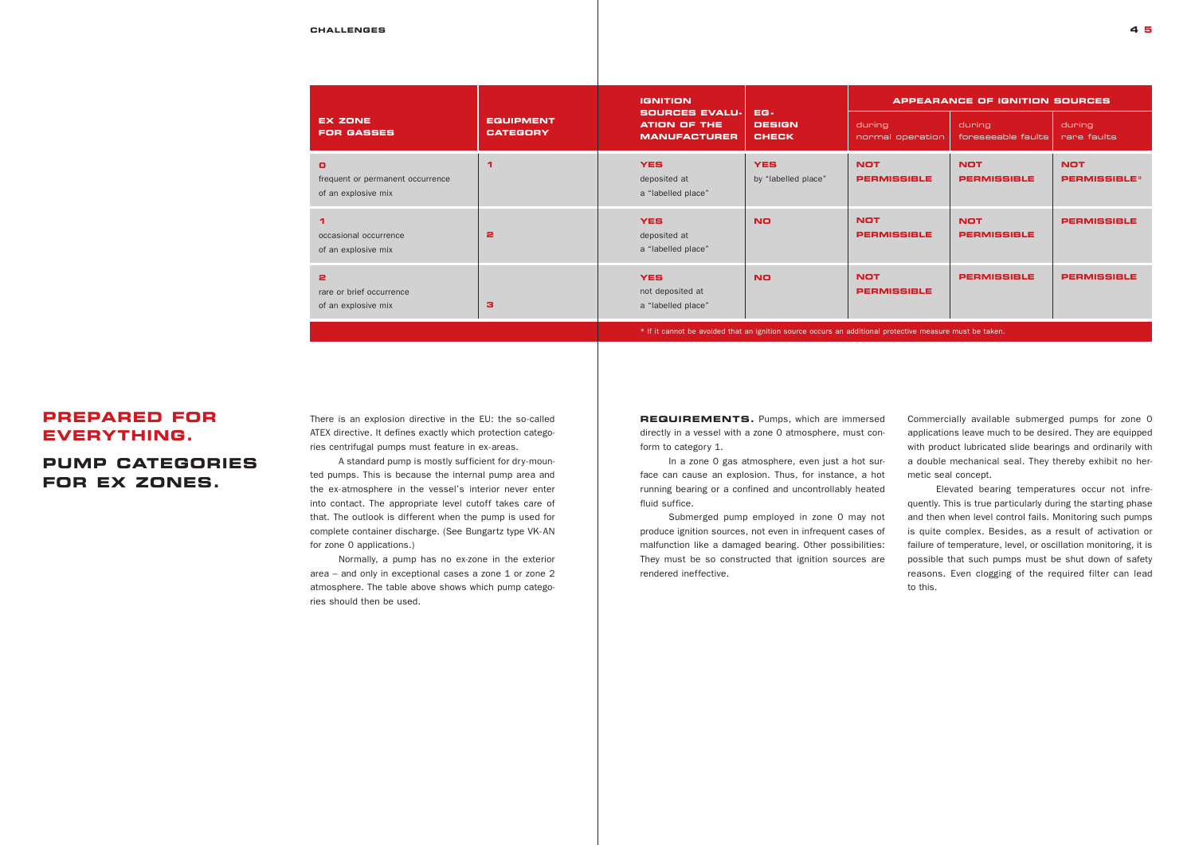| EX ZONE FOR GASSES | EQUIPMENT CATEGORY | IGNITION SOURCES EVALUATION OF THE MANUFACTURER | EG-DESIGN CHECK | APPEARANCE OF IGNITION SOURCES | | |
|---|---|---|---|---|---|---|
| | | | | during normal operation | during foreseeable faults | during rare faults |
| **0** frequent or permanent occurrence of an explosive mix | **1** | **YES** deposited at a "labelled place" | **YES** by "labelled place" | **NOT PERMISSIBLE** | **NOT PERMISSIBLE** | **NOT PERMISSIBLE*** |
| **1** occasional occurrence of an explosive mix | **2** | **YES** deposited at a "labelled place" | **NO** | **NOT PERMISSIBLE** | **NOT PERMISSIBLE** | **PERMISSIBLE** |
| **2** rare or brief occurrence of an explosive mix | **3** | **YES** not deposited at a "labelled place" | **NO** | **NOT PERMISSIBLE** | **PERMISSIBLE** | **PERMISSIBLE** |

* If it cannot be avoided that an ignition source occurs an additional protective measure must be taken.

# PREPARED FOR EVERYTHING.

## PUMP CATEGORIES FOR EX ZONES.

There is an explosion directive in the EU: the so-called ATEX directive. It defines exactly which protection categories centrifugal pumps must feature in ex-areas.

A standard pump is mostly sufficient for dry-mounted pumps. This is because the internal pump area and the ex-atmosphere in the vessel's interior never enter into contact. The appropriate level cutoff takes care of that. The outlook is different when the pump is used for complete container discharge. (See Bungartz type VK-AN for zone 0 applications.)

Normally, a pump has no ex-zone in the exterior area – and only in exceptional cases a zone 1 or zone 2 atmosphere. The table above shows which pump categories should then be used.

**REQUIREMENTS.** Pumps, which are immersed directly in a vessel with a zone 0 atmosphere, must conform to category 1.

In a zone 0 gas atmosphere, even just a hot surface can cause an explosion. Thus, for instance, a hot running bearing or a confined and uncontrollably heated fluid suffice.

Submerged pump employed in zone 0 may not produce ignition sources, not even in infrequent cases of malfunction like a damaged bearing. Other possibilities: They must be so constructed that ignition sources are rendered ineffective.

Commercially available submerged pumps for zone 0 applications leave much to be desired. They are equipped with product lubricated slide bearings and ordinarily with a double mechanical seal. They thereby exhibit no hermetic seal concept.

Elevated bearing temperatures occur not infrequently. This is true particularly during the starting phase and then when level control fails. Monitoring such pumps is quite complex. Besides, as a result of activation or failure of temperature, level, or oscillation monitoring, it is possible that such pumps must be shut down of safety reasons. Even clogging of the required filter can lead to this.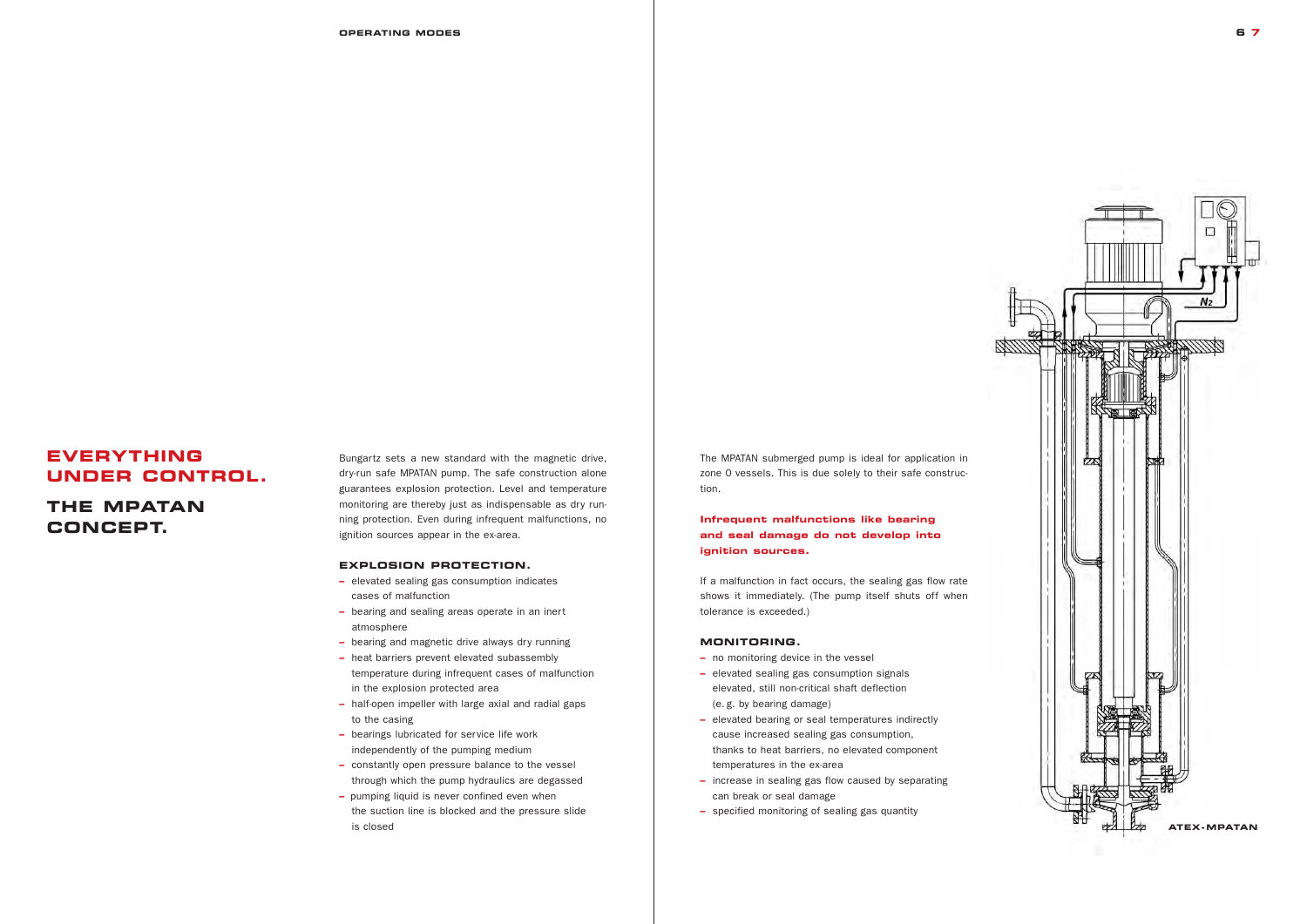# EVERYTHING UNDER CONTROL.

## THE MPATAN CONCEPT.

Bungartz sets a new standard with the magnetic drive, dry-run safe MPATAN pump. The safe construction alone guarantees explosion protection. Level and temperature monitoring are thereby just as indispensable as dry running protection. Even during infrequent malfunctions, no ignition sources appear in the ex-area.

### EXPLOSION PROTECTION.

- elevated sealing gas consumption indicates cases of malfunction
- bearing and sealing areas operate in an inert atmosphere
- bearing and magnetic drive always dry running
- heat barriers prevent elevated subassembly temperature during infrequent cases of malfunction in the explosion protected area
- half-open impeller with large axial and radial gaps to the casing
- bearings lubricated for service life work independently of the pumping medium
- constantly open pressure balance to the vessel through which the pump hydraulics are degassed
- pumping liquid is never confined even when the suction line is blocked and the pressure slide is closed

The MPATAN submerged pump is ideal for application in zone 0 vessels. This is due solely to their safe construction.

**Infrequent malfunctions like bearing and seal damage do not develop into ignition sources.**

If a malfunction in fact occurs, the sealing gas flow rate shows it immediately. (The pump itself shuts off when tolerance is exceeded.)

### MONITORING.

- no monitoring device in the vessel
- elevated sealing gas consumption signals elevated, still non-critical shaft deflection (e. g. by bearing damage)
- elevated bearing or seal temperatures indirectly cause increased sealing gas consumption, thanks to heat barriers, no elevated component temperatures in the ex-area
- increase in sealing gas flow caused by separating can break or seal damage
- specified monitoring of sealing gas quantity

$N_2$

ATEX-MPATAN